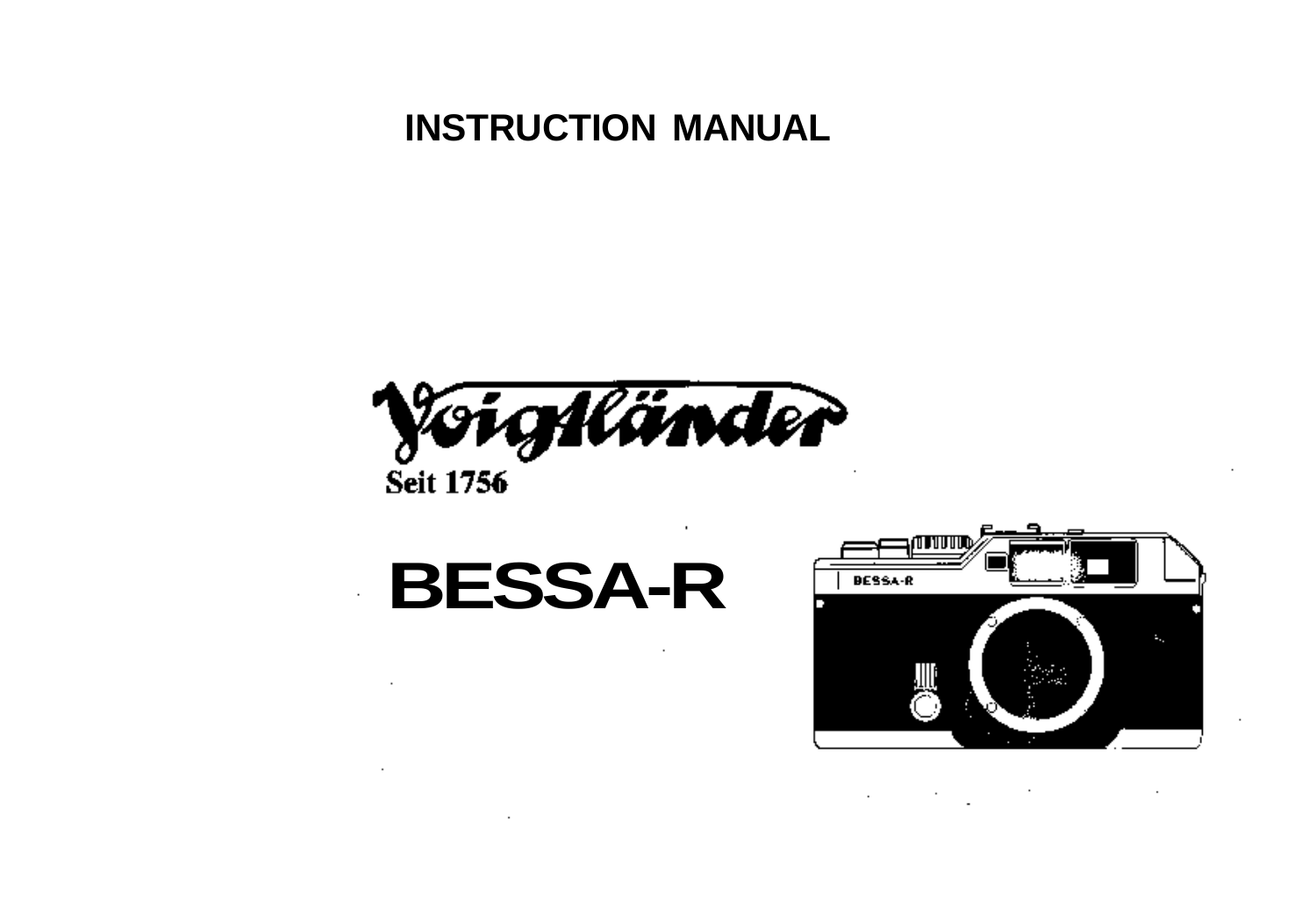# INSTRUCTION MANUAL

Voigtländer

Seit 1756

# BESSA-R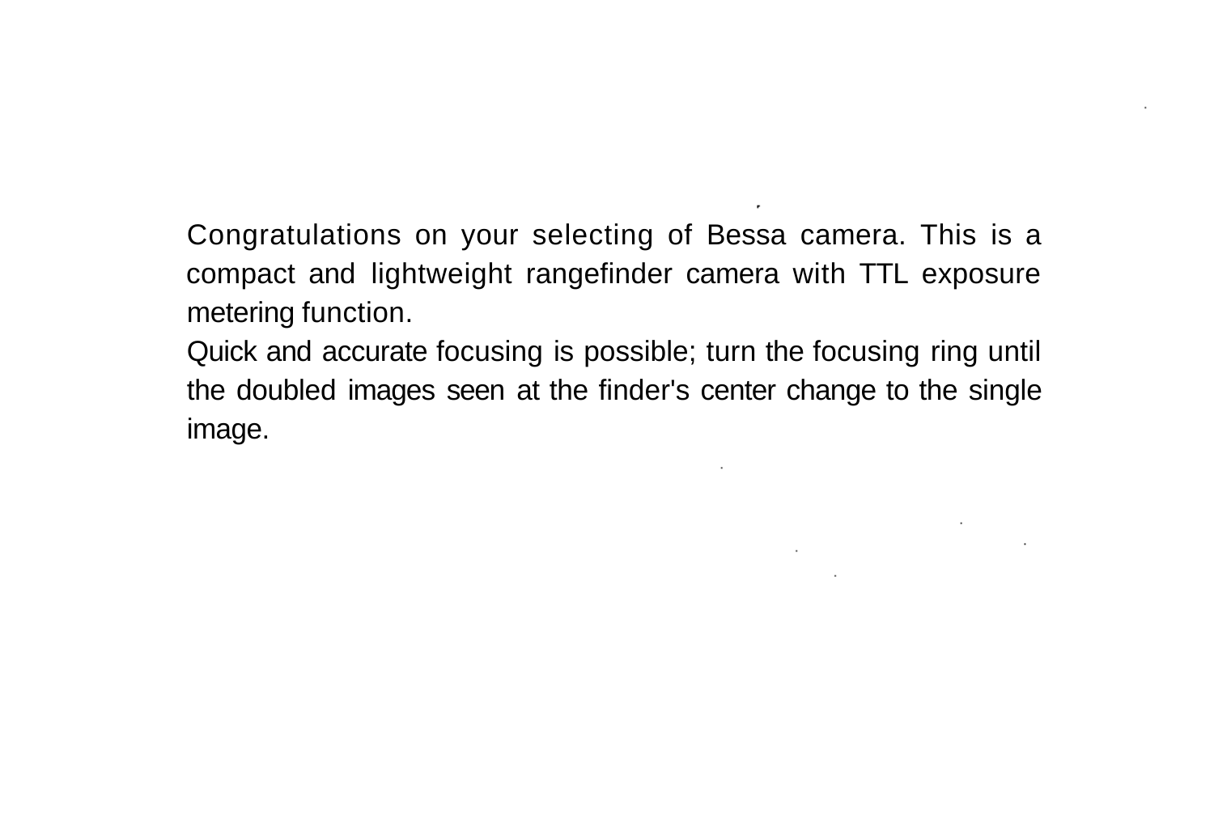Congratulations on your selecting of Bessa camera. This is a compact and lightweight rangefinder camera with TTL exposure metering function.

Quick and accurate focusing is possible; turn the focusing ring until the doubled images seen at the finder's center change to the single image.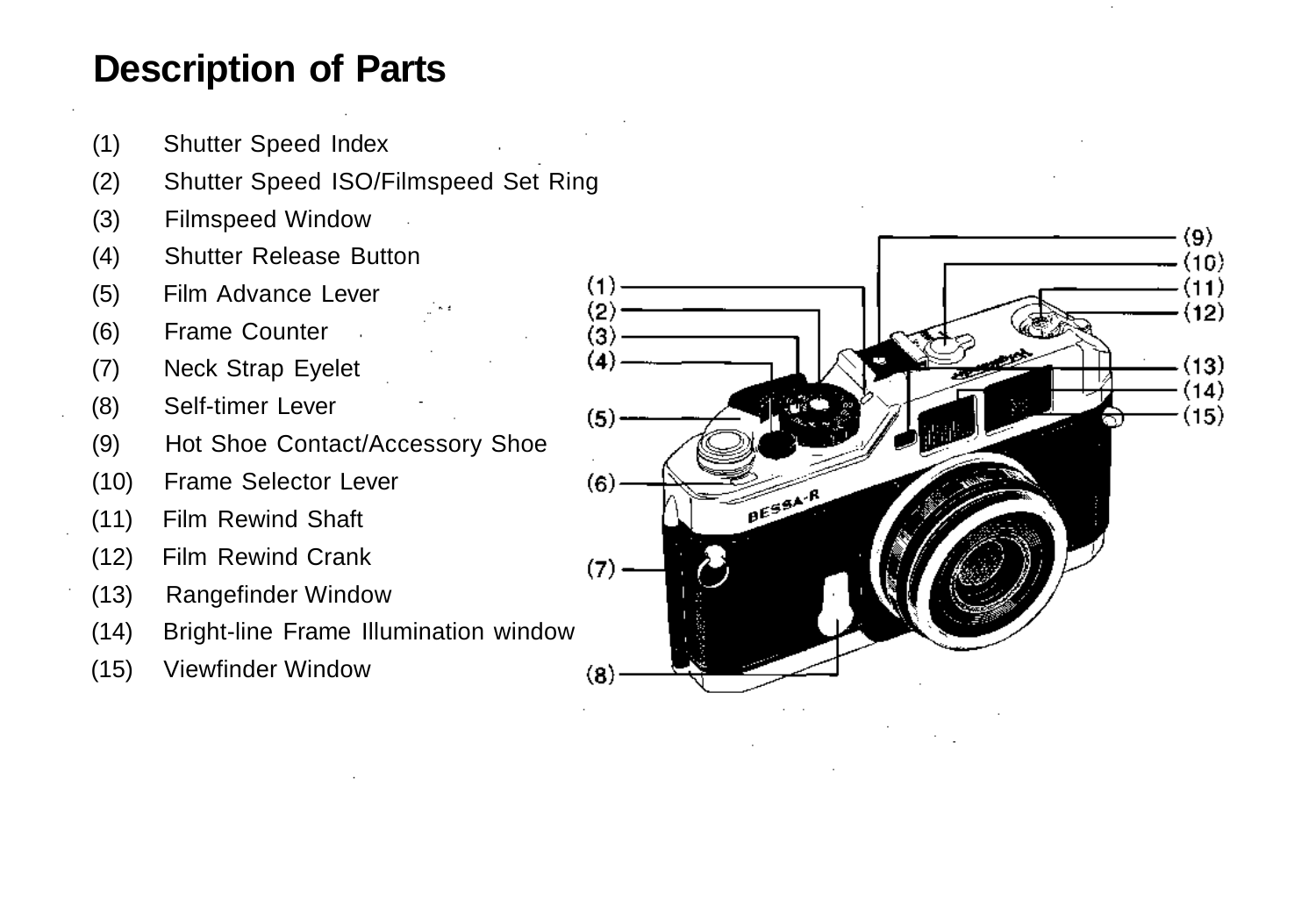# Description of Parts

(1) Shutter Speed Index
(2) Shutter Speed ISO/Filmspeed Set Ring
(3) Filmspeed Window
(4) Shutter Release Button
(5) Film Advance Lever
(6) Frame Counter
(7) Neck Strap Eyelet
(8) Self-timer Lever
(9) Hot Shoe Contact/Accessory Shoe
(10) Frame Selector Lever
(11) Film Rewind Shaft
(12) Film Rewind Crank
(13) Rangefinder Window
(14) Bright-line Frame Illumination window
(15) Viewfinder Window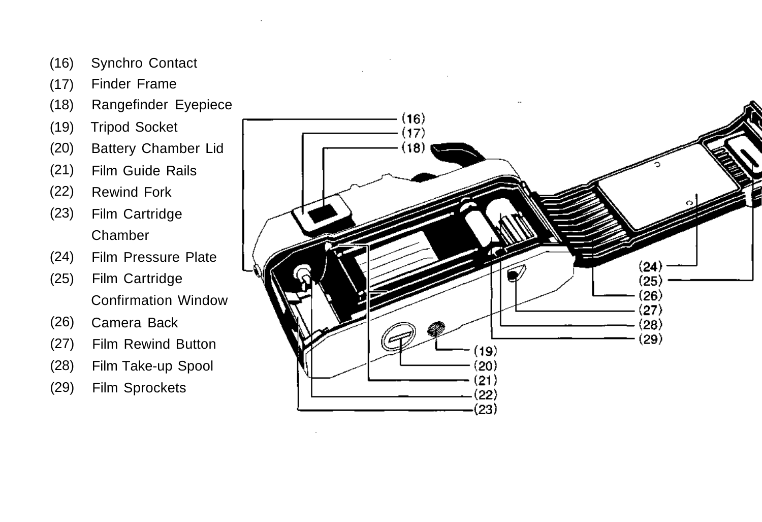(16) Synchro Contact
(17) Finder Frame
(18) Rangefinder Eyepiece
(19) Tripod Socket
(20) Battery Chamber Lid
(21) Film Guide Rails
(22) Rewind Fork
(23) Film Cartridge Chamber
(24) Film Pressure Plate
(25) Film Cartridge Confirmation Window
(26) Camera Back
(27) Film Rewind Button
(28) Film Take-up Spool
(29) Film Sprockets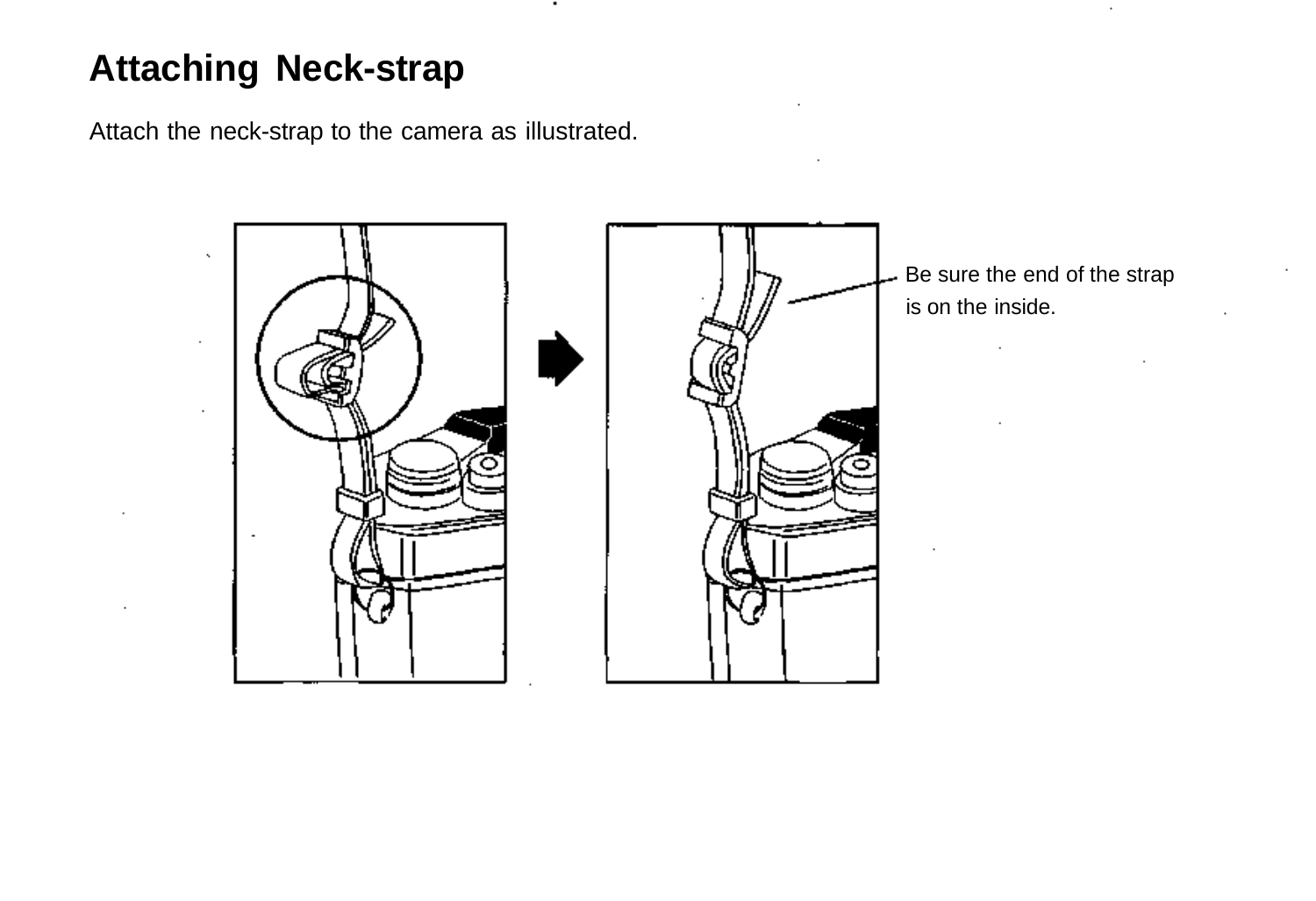# Attaching Neck-strap

Attach the neck-strap to the camera as illustrated.

Be sure the end of the strap is on the inside.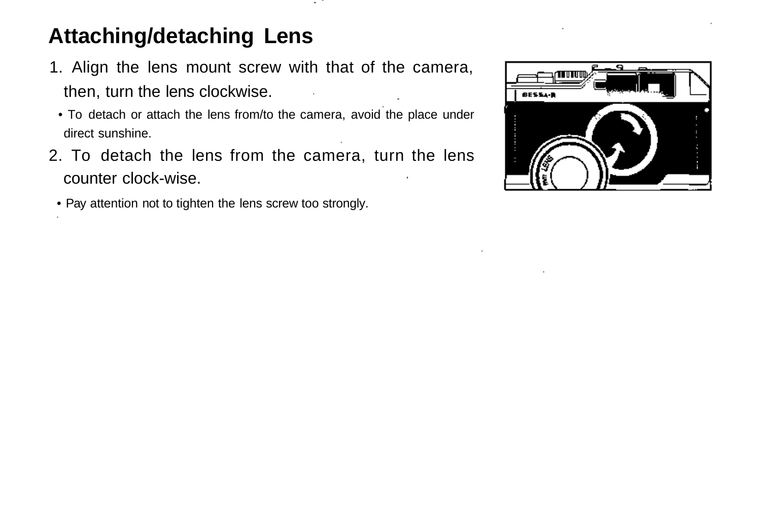## Attaching/detaching Lens

1. Align the lens mount screw with that of the camera, then, turn the lens clockwise.
   - To detach or attach the lens from/to the camera, avoid the place under direct sunshine.
2. To detach the lens from the camera, turn the lens counter clock-wise.
   - Pay attention not to tighten the lens screw too strongly.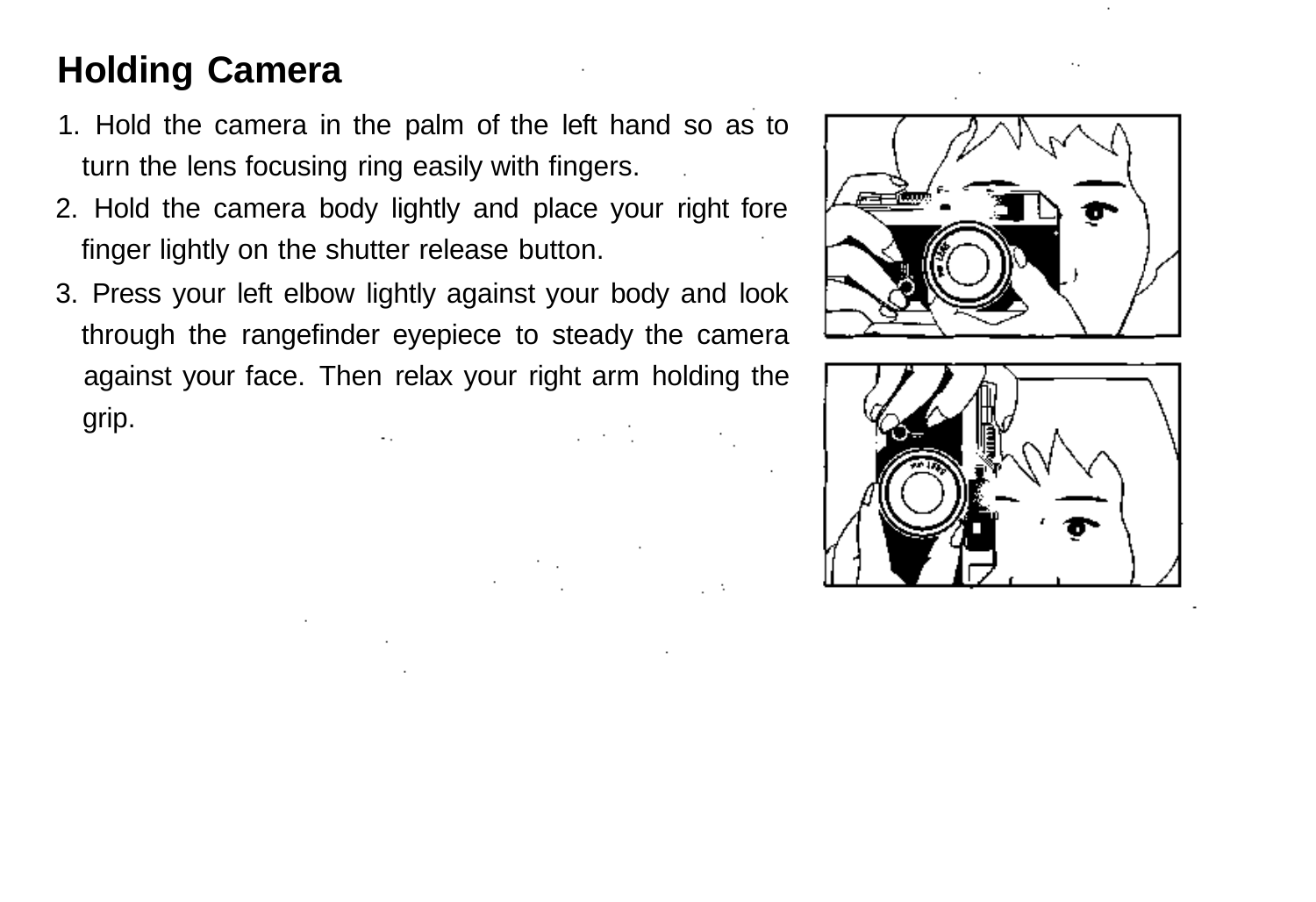## Holding Camera

1. Hold the camera in the palm of the left hand so as to turn the lens focusing ring easily with fingers.
2. Hold the camera body lightly and place your right fore finger lightly on the shutter release button.
3. Press your left elbow lightly against your body and look through the rangefinder eyepiece to steady the camera against your face. Then relax your right arm holding the grip.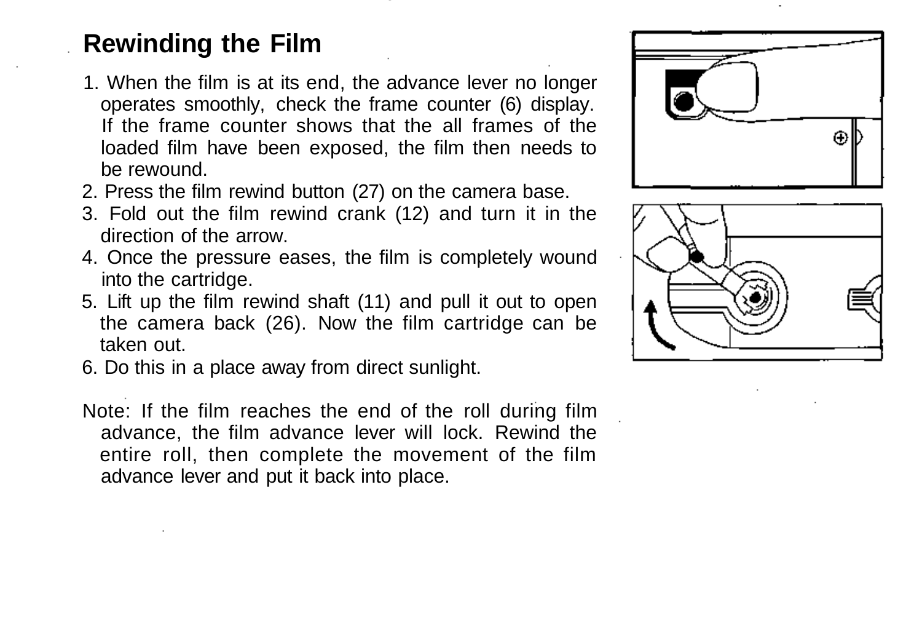# Rewinding the Film

1. When the film is at its end, the advance lever no longer operates smoothly, check the frame counter (6) display. If the frame counter shows that the all frames of the loaded film have been exposed, the film then needs to be rewound.
2. Press the film rewind button (27) on the camera base.
3. Fold out the film rewind crank (12) and turn it in the direction of the arrow.
4. Once the pressure eases, the film is completely wound into the cartridge.
5. Lift up the film rewind shaft (11) and pull it out to open the camera back (26). Now the film cartridge can be taken out.
6. Do this in a place away from direct sunlight.

Note: If the film reaches the end of the roll during film advance, the film advance lever will lock. Rewind the entire roll, then complete the movement of the film advance lever and put it back into place.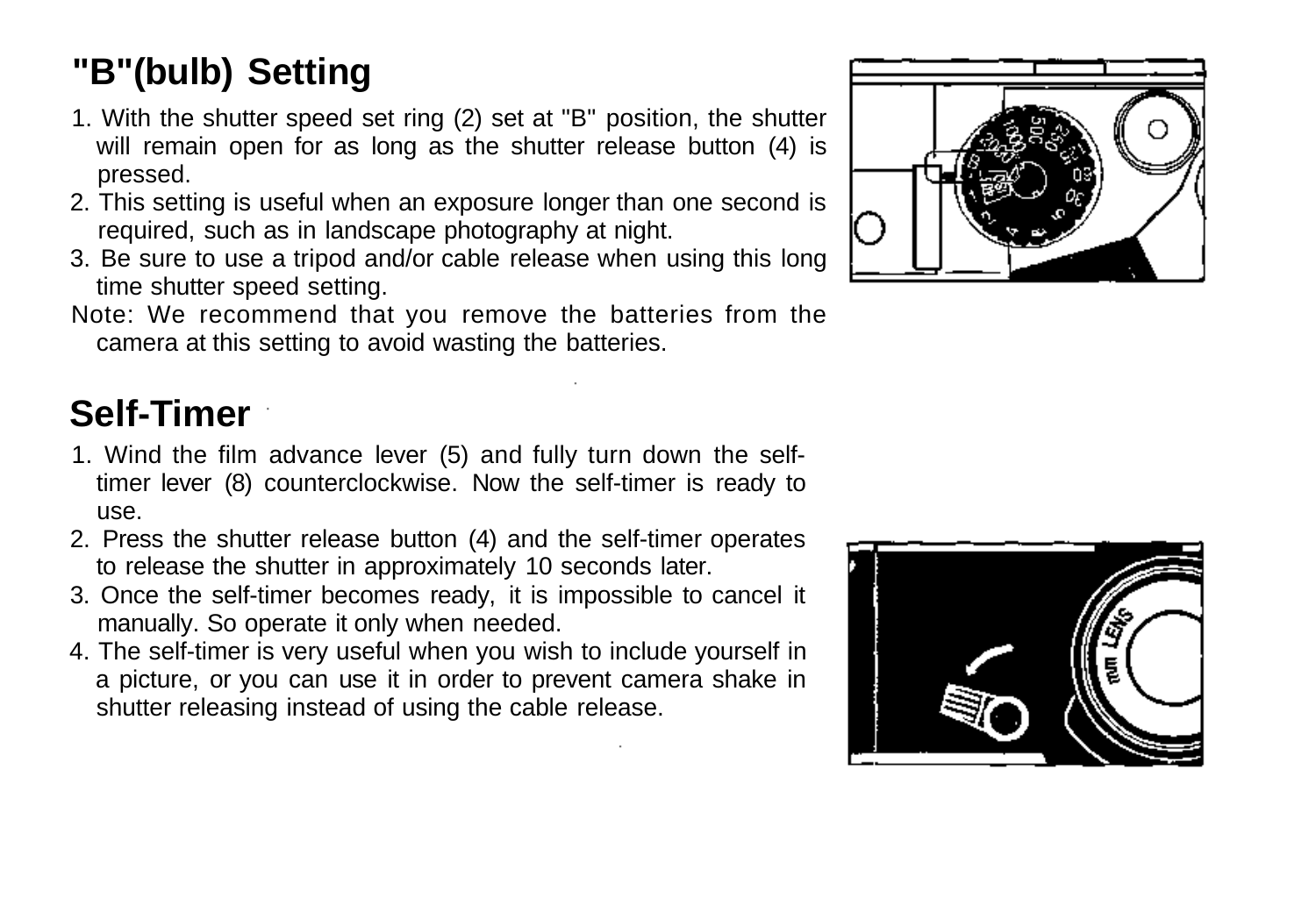## "B"(bulb) Setting

1. With the shutter speed set ring (2) set at "B" position, the shutter will remain open for as long as the shutter release button (4) is pressed.
2. This setting is useful when an exposure longer than one second is required, such as in landscape photography at night.
3. Be sure to use a tripod and/or cable release when using this long time shutter speed setting.

Note: We recommend that you remove the batteries from the camera at this setting to avoid wasting the batteries.

## Self-Timer

1. Wind the film advance lever (5) and fully turn down the self-timer lever (8) counterclockwise. Now the self-timer is ready to use.
2. Press the shutter release button (4) and the self-timer operates to release the shutter in approximately 10 seconds later.
3. Once the self-timer becomes ready, it is impossible to cancel it manually. So operate it only when needed.
4. The self-timer is very useful when you wish to include yourself in a picture, or you can use it in order to prevent camera shake in shutter releasing instead of using the cable release.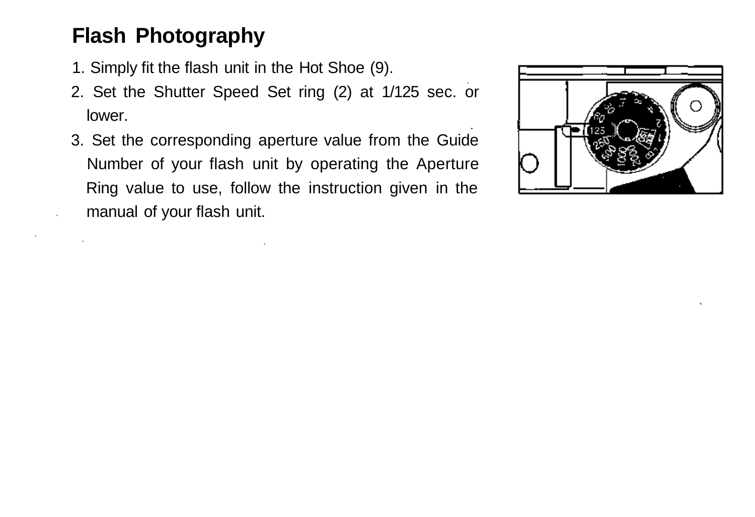## Flash Photography

1. Simply fit the flash unit in the Hot Shoe (9).
2. Set the Shutter Speed Set ring (2) at 1/125 sec. or lower.
3. Set the corresponding aperture value from the Guide Number of your flash unit by operating the Aperture Ring value to use, follow the instruction given in the manual of your flash unit.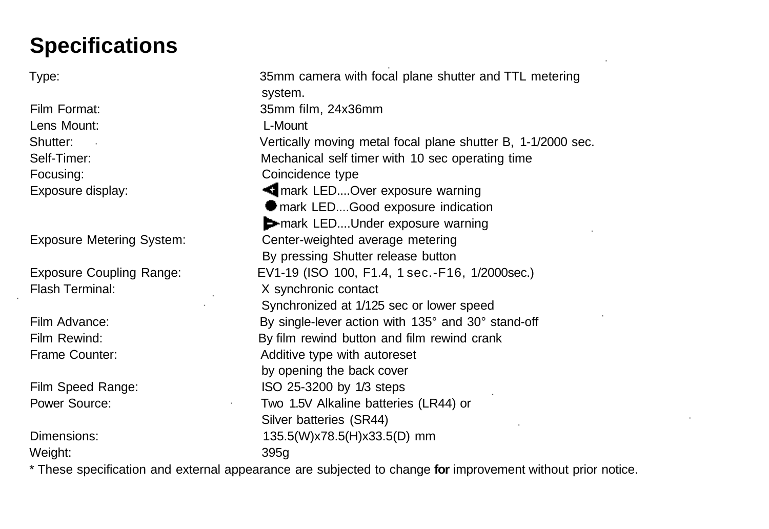# Specifications

| | |
|---|---|
| Type: | 35mm camera with focal plane shutter and TTL metering system. |
| Film Format: | 35mm film, 24x36mm |
| Lens Mount: | L-Mount |
| Shutter: | Vertically moving metal focal plane shutter B, 1-1/2000 sec. |
| Self-Timer: | Mechanical self timer with 10 sec operating time |
| Focusing: | Coincidence type |
| Exposure display: | ◀ mark LED....Over exposure warning<br>● mark LED....Good exposure indication<br>▶ mark LED....Under exposure warning |
| Exposure Metering System: | Center-weighted average metering<br>By pressing Shutter release button |
| Exposure Coupling Range: | EV1-19 (ISO 100, F1.4, 1 sec.-F16, 1/2000sec.) |
| Flash Terminal: | X synchronic contact<br>Synchronized at 1/125 sec or lower speed |
| Film Advance: | By single-lever action with 135° and 30° stand-off |
| Film Rewind: | By film rewind button and film rewind crank |
| Frame Counter: | Additive type with autoreset by opening the back cover |
| Film Speed Range: | ISO 25-3200 by 1/3 steps |
| Power Source: | Two 1.5V Alkaline batteries (LR44) or Silver batteries (SR44) |
| Dimensions: | 135.5(W)x78.5(H)x33.5(D) mm |
| Weight: | 395g |

* These specification and external appearance are subjected to change **for** improvement without prior notice.